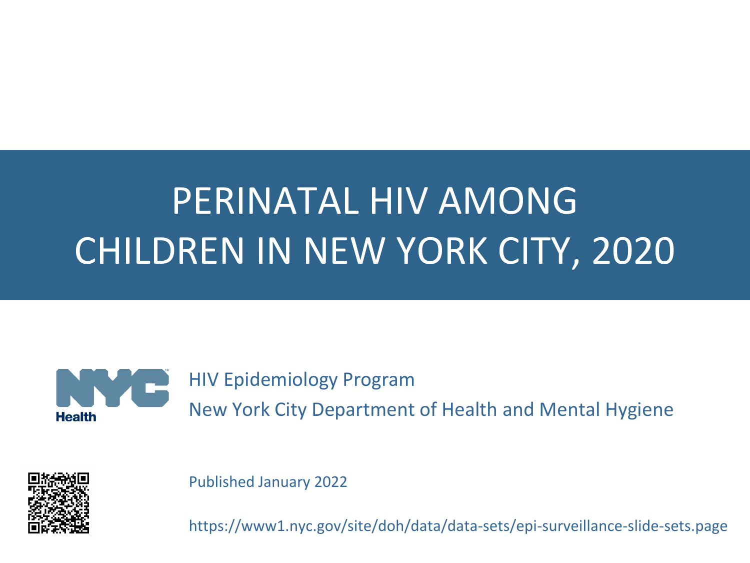# PERINATAL HIV AMONG CHILDREN IN NEW YORK CITY, 2020

HIV Epidemiology Program

New York City Department of Health and Mental Hygiene

Published January 2022

https://www1.nyc.gov/site/doh/data/data-sets/epi-surveillance-slide-sets.page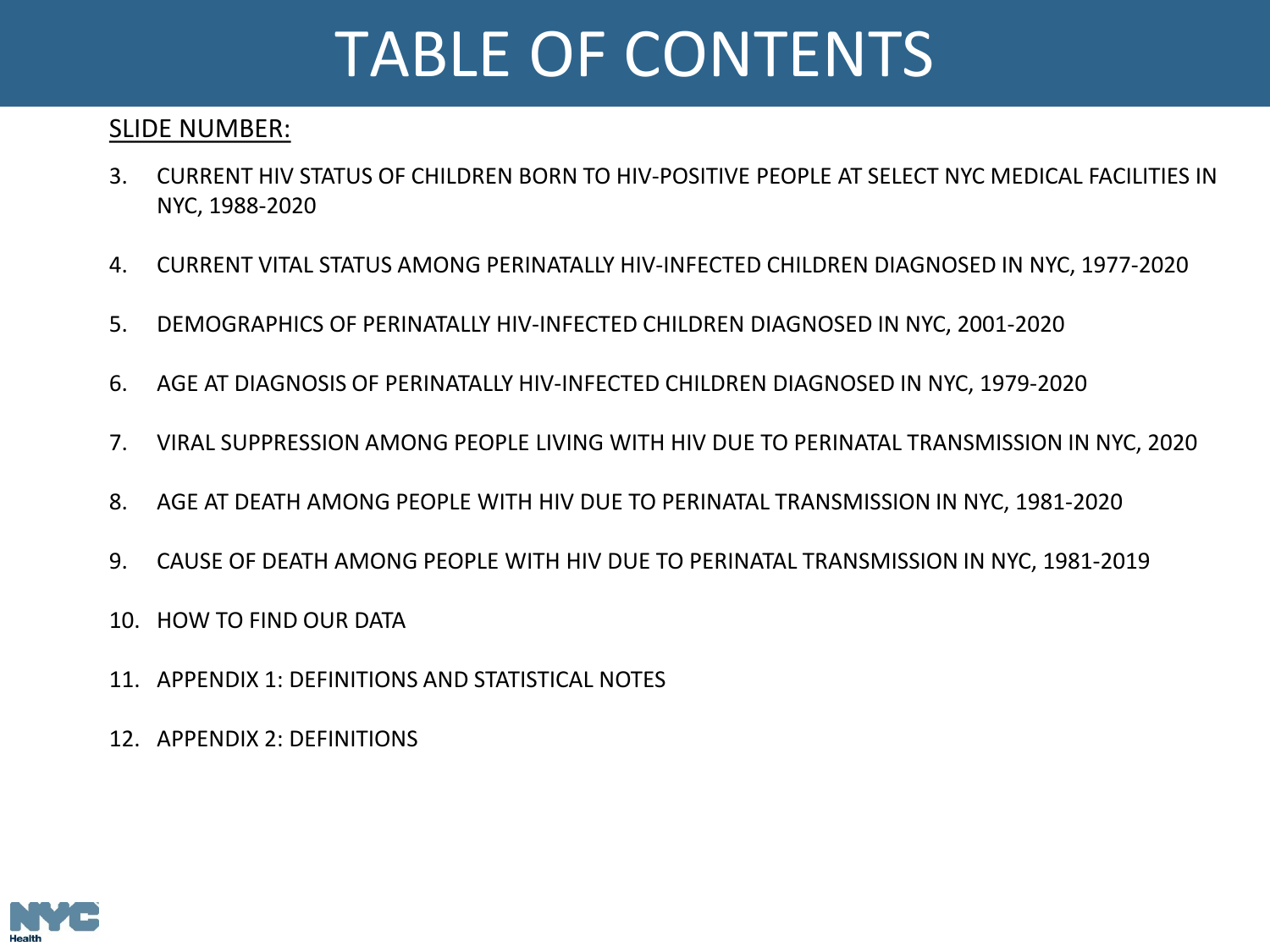# TABLE OF CONTENTS

SLIDE NUMBER:

3. CURRENT HIV STATUS OF CHILDREN BORN TO HIV-POSITIVE PEOPLE AT SELECT NYC MEDICAL FACILITIES IN NYC, 1988-2020
4. CURRENT VITAL STATUS AMONG PERINATALLY HIV-INFECTED CHILDREN DIAGNOSED IN NYC, 1977-2020
5. DEMOGRAPHICS OF PERINATALLY HIV-INFECTED CHILDREN DIAGNOSED IN NYC, 2001-2020
6. AGE AT DIAGNOSIS OF PERINATALLY HIV-INFECTED CHILDREN DIAGNOSED IN NYC, 1979-2020
7. VIRAL SUPPRESSION AMONG PEOPLE LIVING WITH HIV DUE TO PERINATAL TRANSMISSION IN NYC, 2020
8. AGE AT DEATH AMONG PEOPLE WITH HIV DUE TO PERINATAL TRANSMISSION IN NYC, 1981-2020
9. CAUSE OF DEATH AMONG PEOPLE WITH HIV DUE TO PERINATAL TRANSMISSION IN NYC, 1981-2019
10. HOW TO FIND OUR DATA
11. APPENDIX 1: DEFINITIONS AND STATISTICAL NOTES
12. APPENDIX 2: DEFINITIONS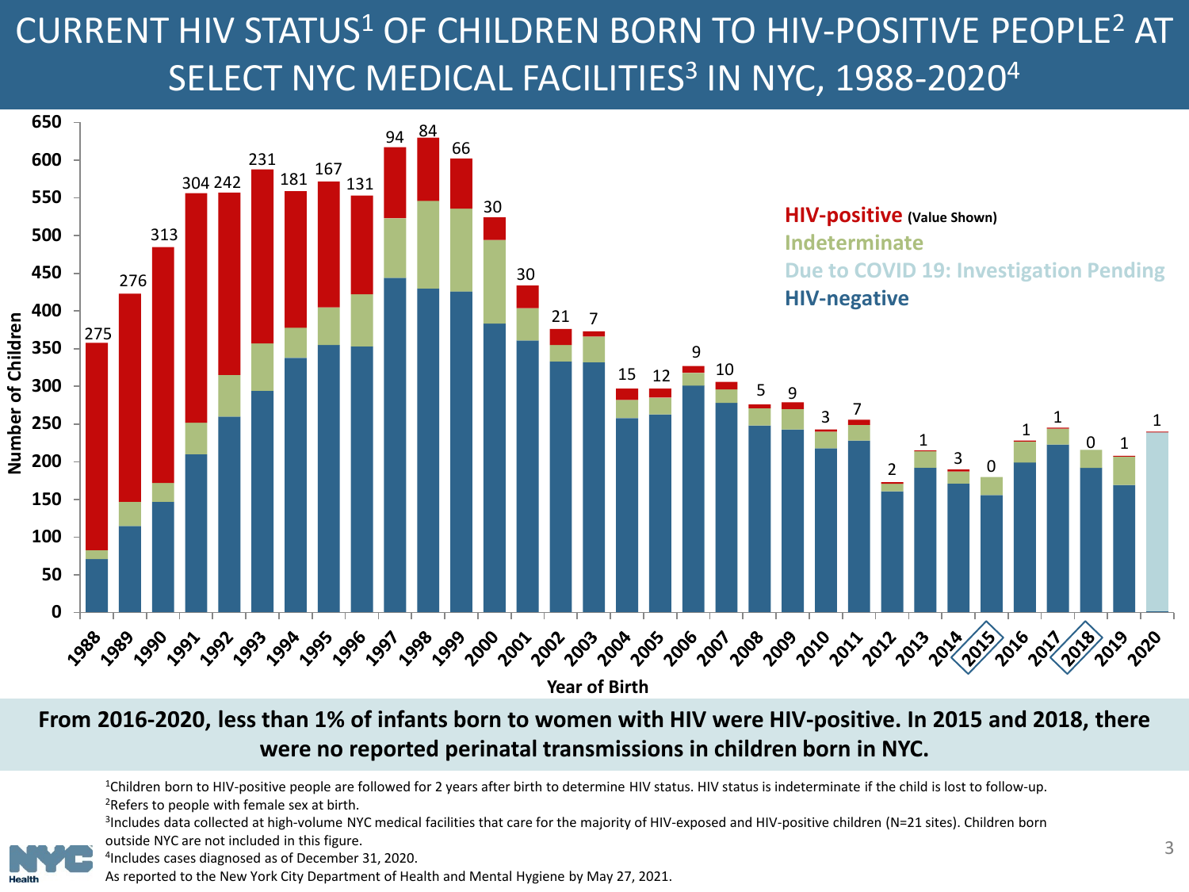# CURRENT HIV STATUS[1] OF CHILDREN BORN TO HIV-POSITIVE PEOPLE[2] AT SELECT NYC MEDICAL FACILITIES[3] IN NYC, 1988-2020[4]

| Year of Birth | HIV-positive (Value Shown) |
|---|---|
| 1988 | 275 |
| 1989 | 276 |
| 1990 | 313 |
| 1991 | 304 |
| 1992 | 242 |
| 1993 | 231 |
| 1994 | 181 |
| 1995 | 167 |
| 1996 | 131 |
| 1997 | 94 |
| 1998 | 84 |
| 1999 | 66 |
| 2000 | 30 |
| 2001 | 30 |
| 2002 | 21 |
| 2003 | 7 |
| 2004 | 15 |
| 2005 | 12 |
| 2006 | 9 |
| 2007 | 10 |
| 2008 | 5 |
| 2009 | 9 |
| 2010 | 3 |
| 2011 | 7 |
| 2012 | 2 |
| 2013 | 1 |
| 2014 | 3 |
| 2015 | 0 |
| 2016 | 1 |
| 2017 | 1 |
| 2018 | 0 |
| 2019 | 1 |
| 2020 | 1 |

Legend: HIV-positive (Value Shown); Indeterminate; Due to COVID 19: Investigation Pending; HIV-negative

Y-axis: Number of Children; X-axis: Year of Birth

**From 2016-2020, less than 1% of infants born to women with HIV were HIV-positive. In 2015 and 2018, there were no reported perinatal transmissions in children born in NYC.**

[1]Children born to HIV-positive people are followed for 2 years after birth to determine HIV status. HIV status is indeterminate if the child is lost to follow-up.
[2]Refers to people with female sex at birth.
[3]Includes data collected at high-volume NYC medical facilities that care for the majority of HIV-exposed and HIV-positive children (N=21 sites). Children born outside NYC are not included in this figure.
[4]Includes cases diagnosed as of December 31, 2020.
As reported to the New York City Department of Health and Mental Hygiene by May 27, 2021.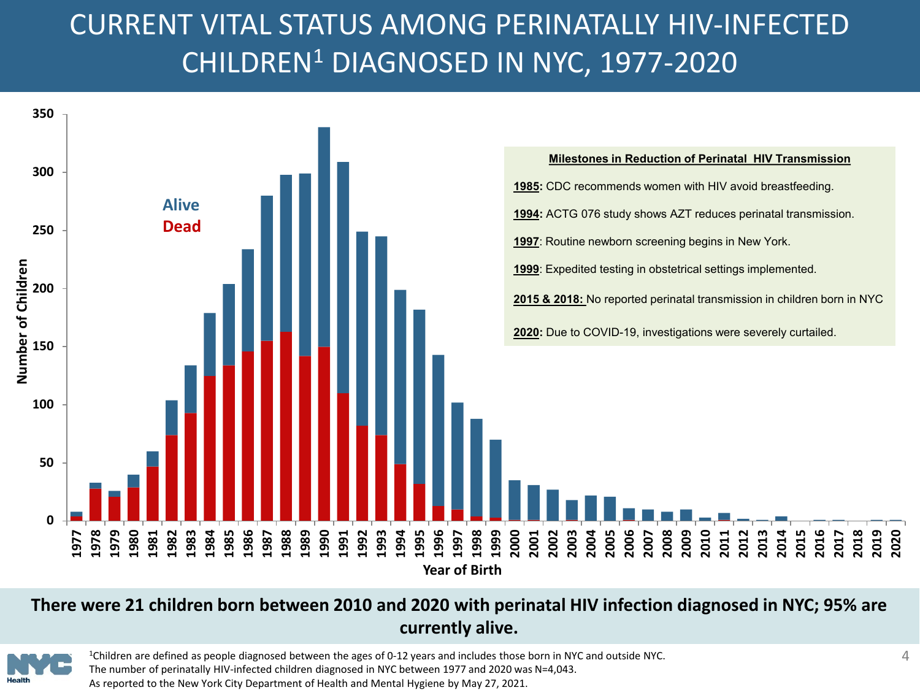# CURRENT VITAL STATUS AMONG PERINATALLY HIV-INFECTED CHILDREN[1] DIAGNOSED IN NYC, 1977-2020

**Milestones in Reduction of Perinatal HIV Transmission**

**1985:** CDC recommends women with HIV avoid breastfeeding.

**1994:** ACTG 076 study shows AZT reduces perinatal transmission.

**1997**: Routine newborn screening begins in New York.

**1999**: Expedited testing in obstetrical settings implemented.

**2015 & 2018:** No reported perinatal transmission in children born in NYC

**2020:** Due to COVID-19, investigations were severely curtailed.

**There were 21 children born between 2010 and 2020 with perinatal HIV infection diagnosed in NYC; 95% are currently alive.**

[1]Children are defined as people diagnosed between the ages of 0-12 years and includes those born in NYC and outside NYC.
The number of perinatally HIV-infected children diagnosed in NYC between 1977 and 2020 was N=4,043.
As reported to the New York City Department of Health and Mental Hygiene by May 27, 2021.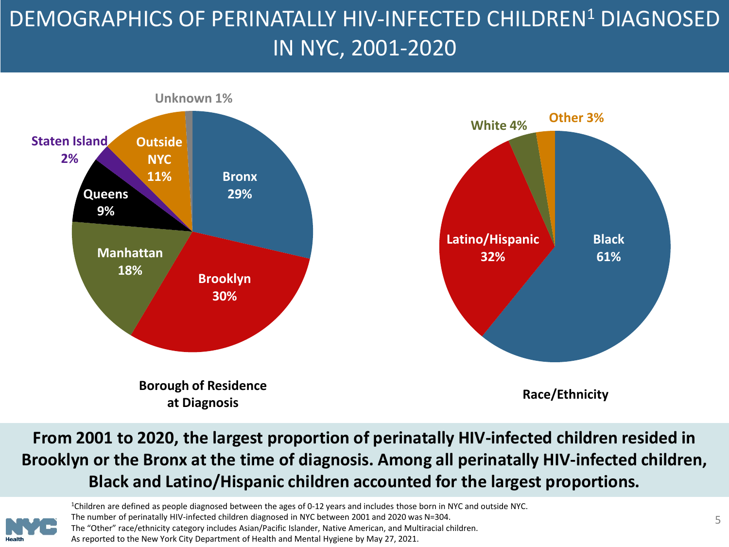# DEMOGRAPHICS OF PERINATALLY HIV-INFECTED CHILDREN[1] DIAGNOSED IN NYC, 2001-2020

**Borough of Residence at Diagnosis**

| Borough | Percent |
| --- | --- |
| Bronx | 29% |
| Brooklyn | 30% |
| Manhattan | 18% |
| Queens | 9% |
| Staten Island | 2% |
| Outside NYC | 11% |
| Unknown | 1% |

**Race/Ethnicity**

| Race/Ethnicity | Percent |
| --- | --- |
| Black | 61% |
| Latino/Hispanic | 32% |
| White | 4% |
| Other | 3% |

**From 2001 to 2020, the largest proportion of perinatally HIV-infected children resided in Brooklyn or the Bronx at the time of diagnosis. Among all perinatally HIV-infected children, Black and Latino/Hispanic children accounted for the largest proportions.**

[1]Children are defined as people diagnosed between the ages of 0-12 years and includes those born in NYC and outside NYC.
The number of perinatally HIV-infected children diagnosed in NYC between 2001 and 2020 was N=304.
The "Other" race/ethnicity category includes Asian/Pacific Islander, Native American, and Multiracial children.
As reported to the New York City Department of Health and Mental Hygiene by May 27, 2021.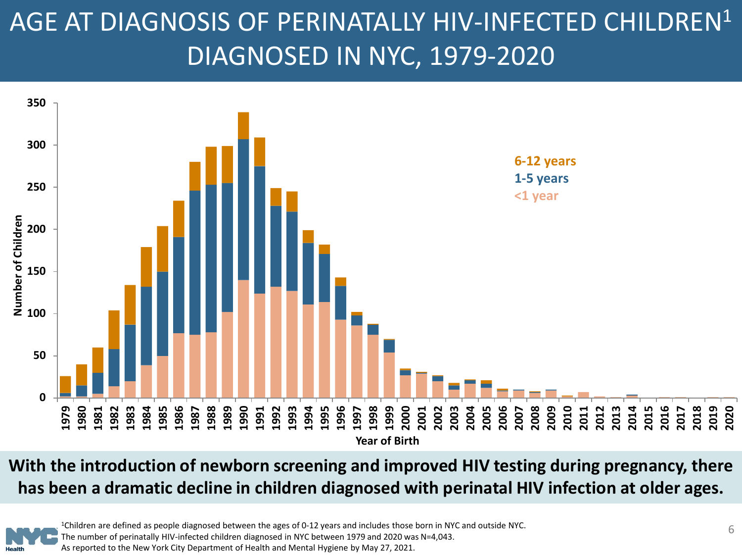# AGE AT DIAGNOSIS OF PERINATALLY HIV-INFECTED CHILDREN[1] DIAGNOSED IN NYC, 1979-2020

**With the introduction of newborn screening and improved HIV testing during pregnancy, there has been a dramatic decline in children diagnosed with perinatal HIV infection at older ages.**

[1]Children are defined as people diagnosed between the ages of 0-12 years and includes those born in NYC and outside NYC.
The number of perinatally HIV-infected children diagnosed in NYC between 1979 and 2020 was N=4,043.
As reported to the New York City Department of Health and Mental Hygiene by May 27, 2021.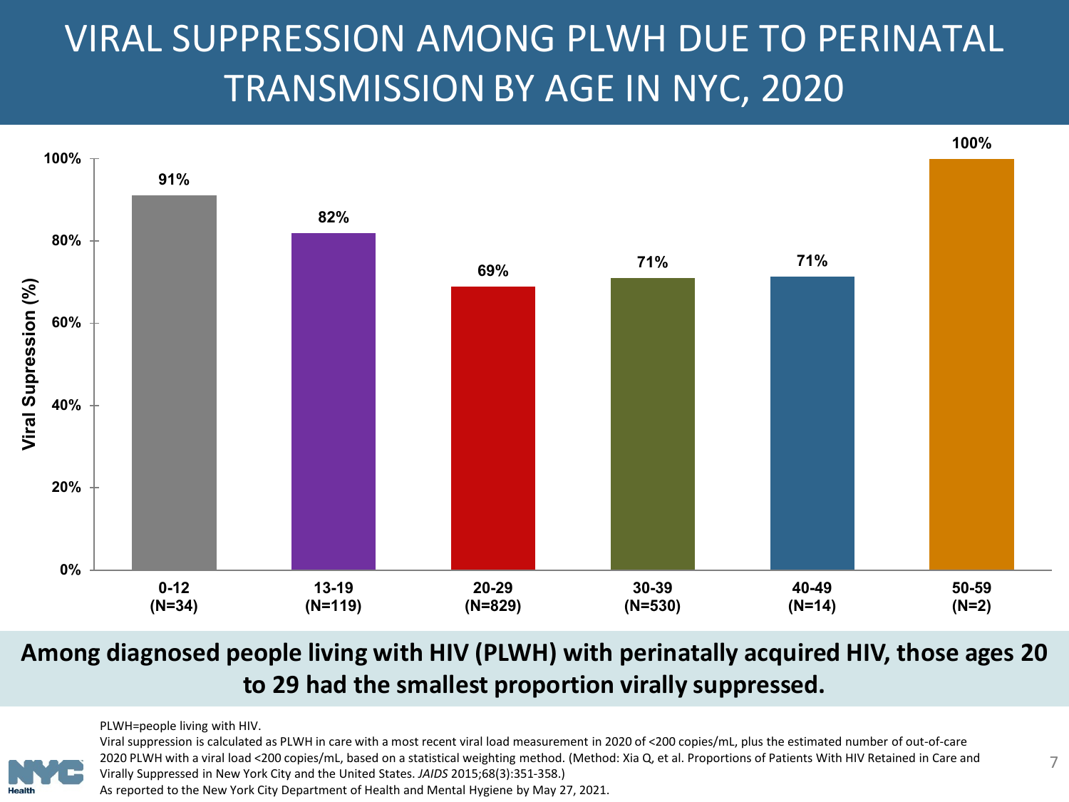# VIRAL SUPPRESSION AMONG PLWH DUE TO PERINATAL TRANSMISSION BY AGE IN NYC, 2020

| Age | N | Viral Supression (%) |
|---|---|---|
| 0-12 | (N=34) | 91% |
| 13-19 | (N=119) | 82% |
| 20-29 | (N=829) | 69% |
| 30-39 | (N=530) | 71% |
| 40-49 | (N=14) | 71% |
| 50-59 | (N=2) | 100% |

**Among diagnosed people living with HIV (PLWH) with perinatally acquired HIV, those ages 20 to 29 had the smallest proportion virally suppressed.**

PLWH=people living with HIV.

Viral suppression is calculated as PLWH in care with a most recent viral load measurement in 2020 of <200 copies/mL, plus the estimated number of out-of-care 2020 PLWH with a viral load <200 copies/mL, based on a statistical weighting method. (Method: Xia Q, et al. Proportions of Patients With HIV Retained in Care and Virally Suppressed in New York City and the United States. *JAIDS* 2015;68(3):351-358.)

As reported to the New York City Department of Health and Mental Hygiene by May 27, 2021.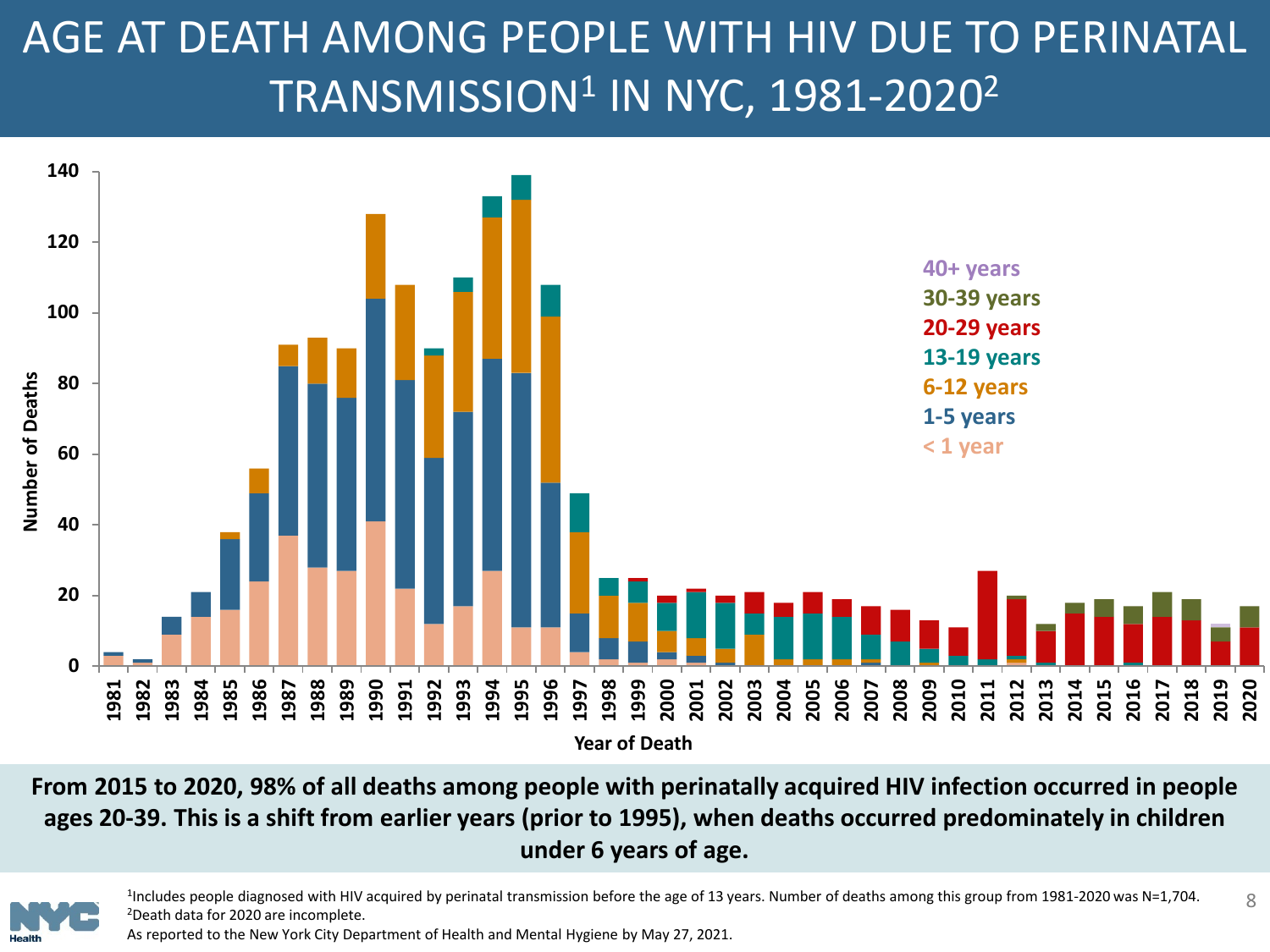# AGE AT DEATH AMONG PEOPLE WITH HIV DUE TO PERINATAL TRANSMISSION[1] IN NYC, 1981-2020[2]

**From 2015 to 2020, 98% of all deaths among people with perinatally acquired HIV infection occurred in people ages 20-39. This is a shift from earlier years (prior to 1995), when deaths occurred predominately in children under 6 years of age.**

[1]Includes people diagnosed with HIV acquired by perinatal transmission before the age of 13 years. Number of deaths among this group from 1981-2020 was N=1,704.
[2]Death data for 2020 are incomplete.
As reported to the New York City Department of Health and Mental Hygiene by May 27, 2021.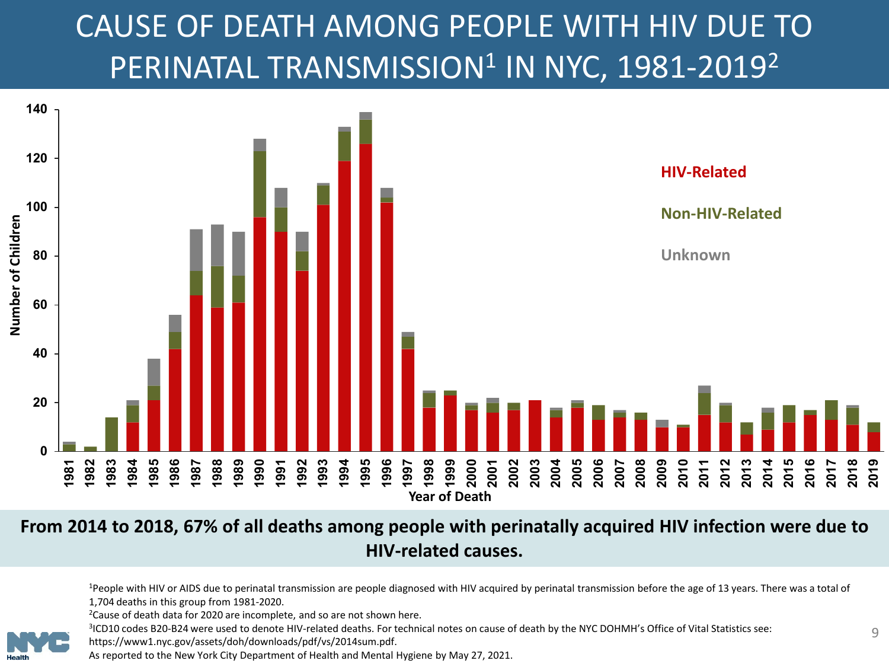# CAUSE OF DEATH AMONG PEOPLE WITH HIV DUE TO PERINATAL TRANSMISSION[1] IN NYC, 1981-2019[2]

**From 2014 to 2018, 67% of all deaths among people with perinatally acquired HIV infection were due to HIV-related causes.**

[1]People with HIV or AIDS due to perinatal transmission are people diagnosed with HIV acquired by perinatal transmission before the age of 13 years. There was a total of 1,704 deaths in this group from 1981-2020.

[2]Cause of death data for 2020 are incomplete, and so are not shown here.

[3]ICD10 codes B20-B24 were used to denote HIV-related deaths. For technical notes on cause of death by the NYC DOHMH's Office of Vital Statistics see: https://www1.nyc.gov/assets/doh/downloads/pdf/vs/2014sum.pdf.

As reported to the New York City Department of Health and Mental Hygiene by May 27, 2021.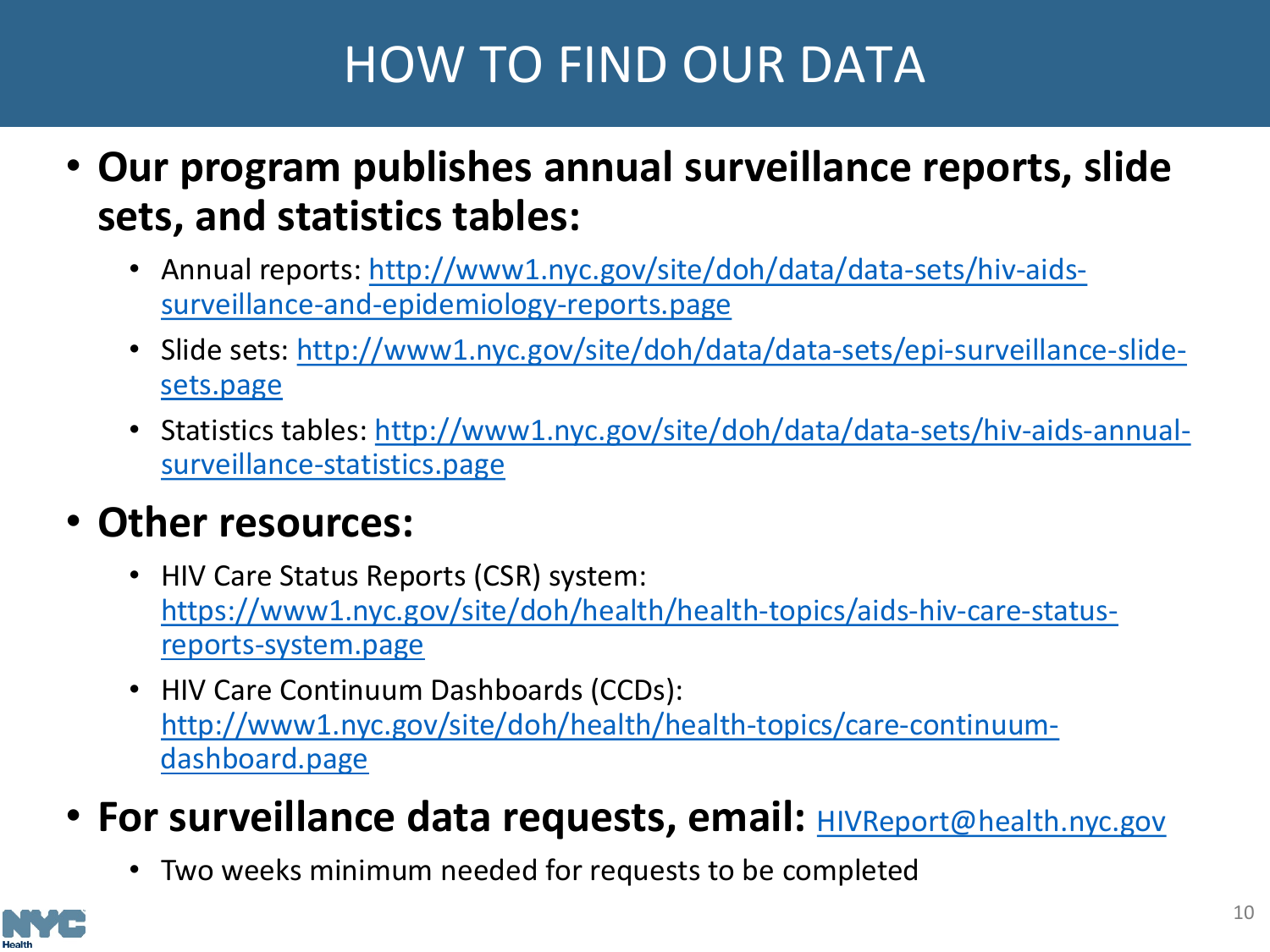# HOW TO FIND OUR DATA

- **Our program publishes annual surveillance reports, slide sets, and statistics tables:**
  - Annual reports: http://www1.nyc.gov/site/doh/data/data-sets/hiv-aids-surveillance-and-epidemiology-reports.page
  - Slide sets: http://www1.nyc.gov/site/doh/data/data-sets/epi-surveillance-slide-sets.page
  - Statistics tables: http://www1.nyc.gov/site/doh/data/data-sets/hiv-aids-annual-surveillance-statistics.page
- **Other resources:**
  - HIV Care Status Reports (CSR) system: https://www1.nyc.gov/site/doh/health/health-topics/aids-hiv-care-status-reports-system.page
  - HIV Care Continuum Dashboards (CCDs): http://www1.nyc.gov/site/doh/health/health-topics/care-continuum-dashboard.page
- **For surveillance data requests, email:** HIVReport@health.nyc.gov
  - Two weeks minimum needed for requests to be completed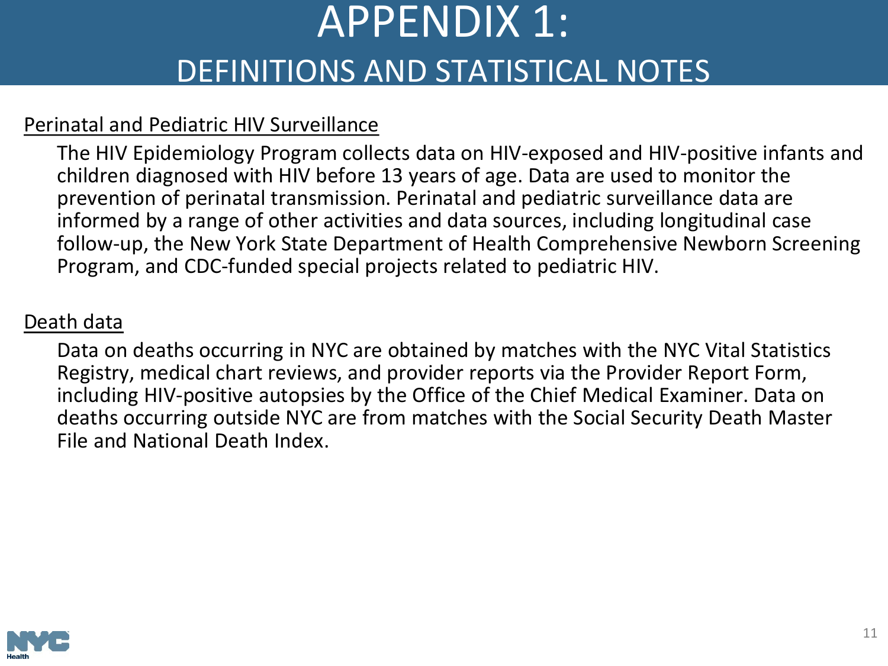# APPENDIX 1:

## DEFINITIONS AND STATISTICAL NOTES

### Perinatal and Pediatric HIV Surveillance

The HIV Epidemiology Program collects data on HIV-exposed and HIV-positive infants and children diagnosed with HIV before 13 years of age. Data are used to monitor the prevention of perinatal transmission. Perinatal and pediatric surveillance data are informed by a range of other activities and data sources, including longitudinal case follow-up, the New York State Department of Health Comprehensive Newborn Screening Program, and CDC-funded special projects related to pediatric HIV.

### Death data

Data on deaths occurring in NYC are obtained by matches with the NYC Vital Statistics Registry, medical chart reviews, and provider reports via the Provider Report Form, including HIV-positive autopsies by the Office of the Chief Medical Examiner. Data on deaths occurring outside NYC are from matches with the Social Security Death Master File and National Death Index.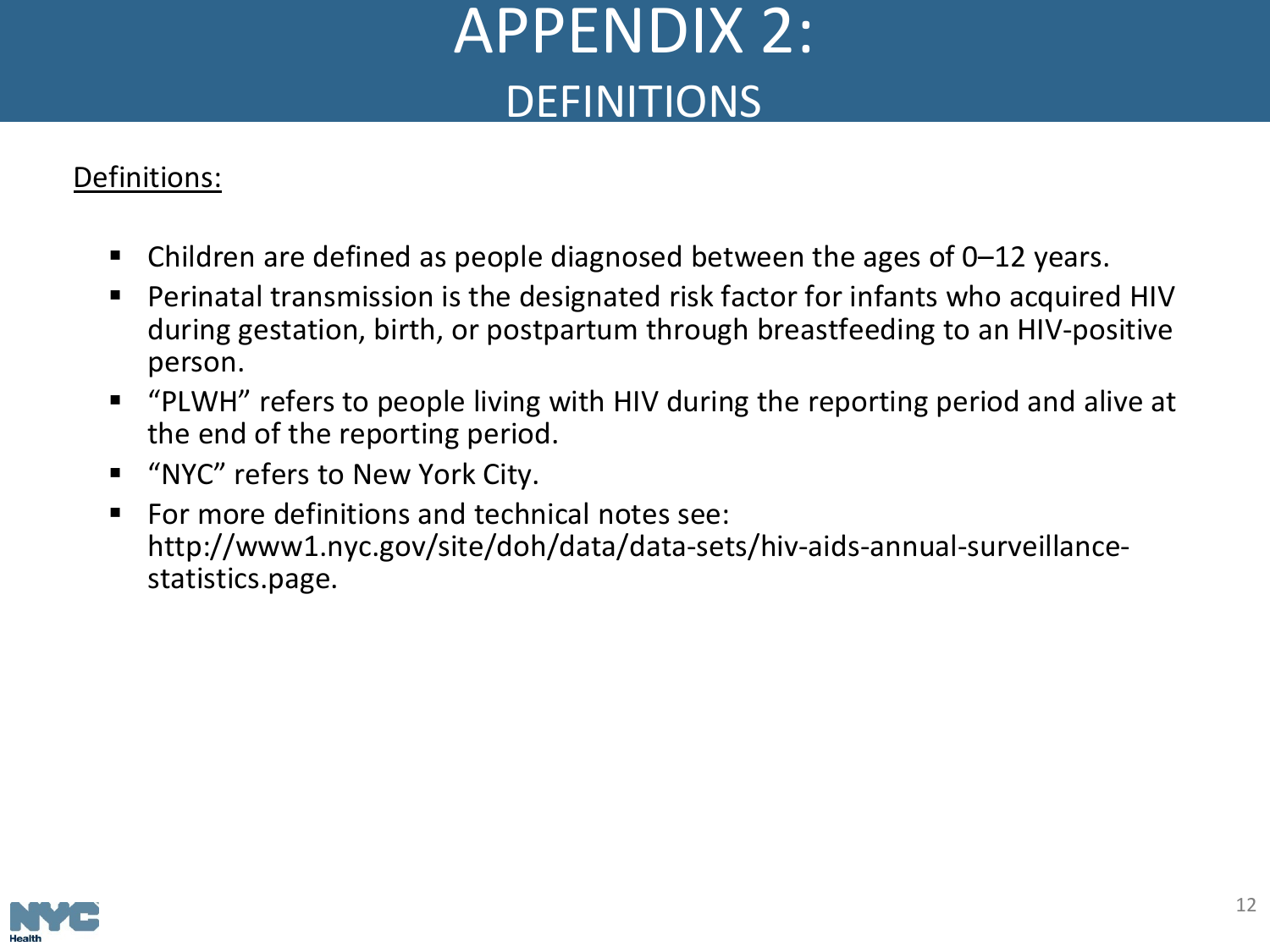# APPENDIX 2:

## DEFINITIONS

Definitions:

- Children are defined as people diagnosed between the ages of 0–12 years.
- Perinatal transmission is the designated risk factor for infants who acquired HIV during gestation, birth, or postpartum through breastfeeding to an HIV-positive person.
- "PLWH" refers to people living with HIV during the reporting period and alive at the end of the reporting period.
- "NYC" refers to New York City.
- For more definitions and technical notes see: http://www1.nyc.gov/site/doh/data/data-sets/hiv-aids-annual-surveillance-statistics.page.